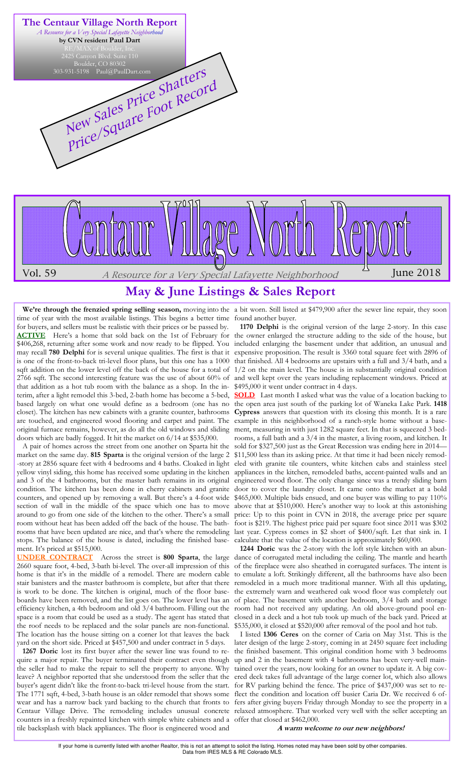**The Centaur Village North Report**

*A Resource for a Very Special Lafayette Neighborhood*

**by CVN resident Paul Dart**

RE/MAX of Boulder, Inc.
2425 Canyon Blvd. Suite 110
Boulder, CO 80302
303-931-5198 Paul@PaulDart.com

*New Sales Price Shatters Price/Square Foot Record*

# Centaur Village North Report

Vol. 59 — *A Resource for a Very Special Lafayette Neighborhood* — June 2018

## May & June Listings & Sales Report

**We're through the frenzied spring selling season,** moving into the time of year with the most available listings. This begins a better time for buyers, and sellers must be realistic with their prices or be passed by.

**ACTIVE** Here's a home that sold back on the 1st of February for $406,268, returning after some work and now ready to be flipped. You may recall **780 Delphi** for is several unique qualities. The first is that it is one of the front-to-back tri-level floor plans, but this one has a 1000 sqft addition on the lower level off the back of the house for a total of 2766 sqft. The second interesting feature was the use of about 60% of that addition as a hot tub room with the balance as a shop. In the interim, after a light remodel this 3-bed, 2-bath home has become a 5-bed, based largely on what one would define as a bedroom (one has no closet). The kitchen has new cabinets with a granite counter, bathrooms are touched, and engineered wood flooring and carpet and paint. The original furnace remains, however, as do all the old windows and sliding doors which are badly fogged. It hit the market on 6/14 at $535,000.

A pair of homes across the street from one another on Sparta hit the market on the same day. **815 Sparta** is the original version of the large 2-story at 2856 square feet with 4 bedrooms and 4 baths. Cloaked in light yellow vinyl siding, this home has received some updating in the kitchen and 3 of the 4 bathrooms, but the master bath remains in its original condition. The kitchen has been done in cherry cabinets and granite counters, and opened up by removing a wall. But there's a 4-foot wide section of wall in the middle of the space which one has to move around to go from one side of the kitchen to the other. There's a small room without heat has been added off the back of the house. The bathrooms that have been updated are nice, and that's where the remodeling stops. The balance of the house is dated, including the finished basement. It's priced at $515,000.

**UNDER CONTRACT** Across the street is **800 Sparta**, the large 2660 square foot, 4-bed, 3-bath bi-level. The over-all impression of this home is that it's in the middle of a remodel. There are modern cable stair banisters and the master bathroom is complete, but after that there is work to be done. The kitchen is original, much of the floor baseboards have been removed, and the list goes on. The lower level has an efficiency kitchen, a 4th bedroom and old 3/4 bathroom. Filling out the space is a room that could be used as a study. The agent has stated that the roof needs to be replaced and the solar panels are non-functional. The location has the house sitting on a corner lot that leaves the back yard on the short side. Priced at $457,500 and under contract in 5 days.

**1267 Doric** lost its first buyer after the sewer line was found to require a major repair. The buyer terminated their contract even though the seller had to make the repair to sell the property to anyone. Why leave? A neighbor reported that she understood from the seller that the buyer's agent didn't like the front-to-back tri-level house from the start. The 1771 sqft, 4-bed, 3-bath house is an older remodel that shows some wear and has a narrow back yard backing to the church that fronts to Centaur Village Drive. The remodeling includes unusual concrete counters in a freshly repainted kitchen with simple white cabinets and a tile backsplash with black appliances. The floor is engineered wood and a bit worn. Still listed at $479,900 after the sewer line repair, they soon found another buyer.

**1170 Delphi** is the original version of the large 2-story. In this case the owner enlarged the structure adding to the side of the house, but included enlarging the basement under that addition, an unusual and expensive proposition. The result is 3360 total square feet with 2896 of that finished. All 4 bedrooms are upstairs with a full and 3/4 bath, and a 1/2 on the main level. The house is in substantially original condition and well kept over the years including replacement windows. Priced at $495,000 it went under contract in 4 days.

**SOLD** Last month I asked what was the value of a location backing to the open area just south of the parking lot of Waneka Lake Park. **1418 Cypress** answers that question with its closing this month. It is a rare example in this neighborhood of a ranch-style home without a basement, measuring in with just 1282 square feet. In that is squeezed 3 bedrooms, a full bath and a 3/4 in the master, a living room, and kitchen. It sold for $327,500 just as the Great Recession was ending here in 2014—$11,500 less than its asking price. At that time it had been nicely remodeled with granite tile counters, white kitchen cabs and stainless steel appliances in the kitchen, remodeled baths, accent-painted walls and an engineered wood floor. The only change since was a trendy sliding barn door to cover the laundry closet. It came onto the market at a bold $465,000. Multiple bids ensued, and one buyer was willing to pay 110% above that at $510,000. Here's another way to look at this astonishing price: Up to this point in CVN in 2018, the average price per square foot is $219. The highest price paid per square foot since 2011 was $302 last year. Cypress comes in $2 short of $400/sqft. Let that sink in. I calculate that the value of the location is approximately $60,000.

**1244 Doric** was the 2-story with the loft style kitchen with an abundance of corrugated metal including the ceiling. The mantle and hearth of the fireplace were also sheathed in corrugated surfaces. The intent is to emulate a loft. Strikingly different, all the bathrooms have also been remodeled in a much more traditional manner. With all this updating, the extremely warn and weathered oak wood floor was completely out of place. The basement with another bedroom, 3/4 bath and storage room had not received any updating. An old above-ground pool enclosed in a deck and a hot tub took up much of the back yard. Priced at $535,000, it closed at $520,000 after removal of the pool and hot tub.

I listed **1306 Ceres** on the corner of Caria on May 31st. This is the later design of the large 2-story, coming in at 2450 square feet including the finished basement. This original condition home with 3 bedrooms up and 2 in the basement with 4 bathrooms has been very-well maintained over the years, now looking for an owner to update it. A big covered deck takes full advantage of the large corner lot, which also allows for RV parking behind the fence. The price of $437,000 was set to reflect the condition and location off busier Caria Dr. We received 6 offers after giving buyers Friday through Monday to see the property in a relaxed atmosphere. That worked very well with the seller accepting an offer that closed at $462,000.

***A warm welcome to our new neighbors!***

If your home is currently listed with another Realtor, this is not an attempt to solicit the listing. Homes noted may have been sold by other companies.
Data from IRES MLS & RE Colorado MLS.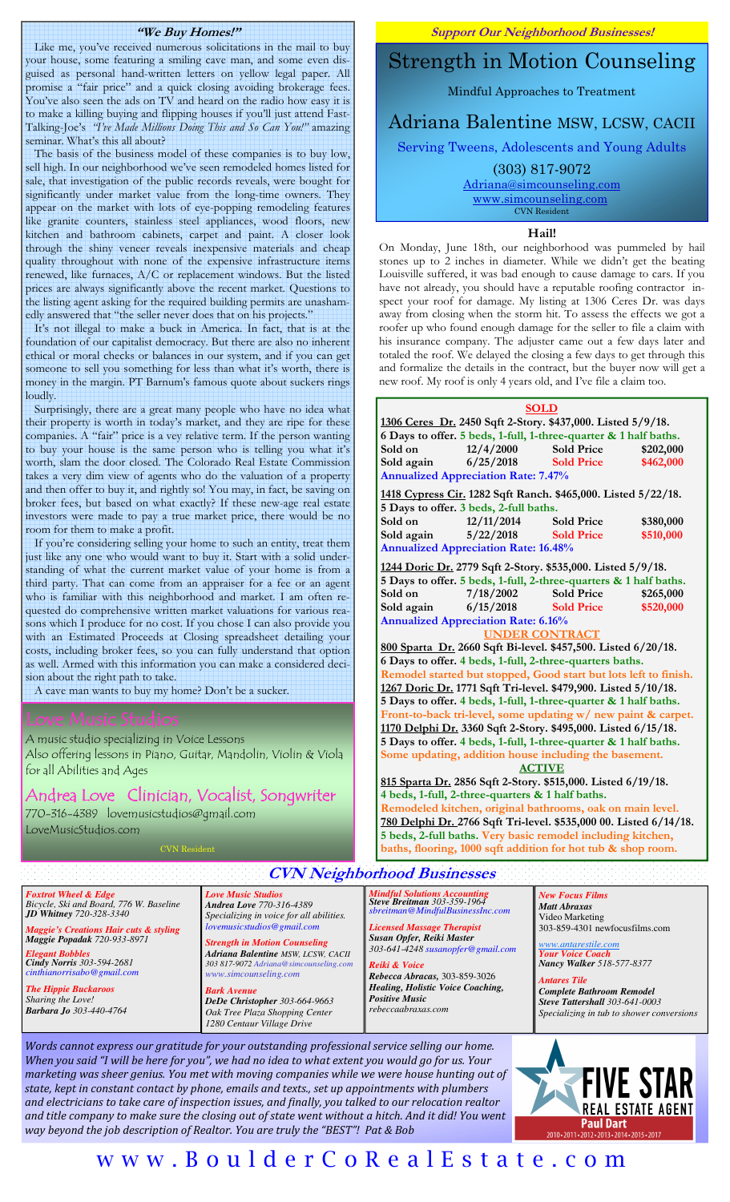## "We Buy Homes!"

Like me, you've received numerous solicitations in the mail to buy your house, some featuring a smiling cave man, and some even disguised as personal hand-written letters on yellow legal paper. All promise a "fair price" and a quick closing avoiding brokerage fees. You've also seen the ads on TV and heard on the radio how easy it is to make a killing buying and flipping houses if you'll just attend Fast-Talking-Joe's *"I've Made Millions Doing This and So Can You!"* amazing seminar. What's this all about?

The basis of the business model of these companies is to buy low, sell high. In our neighborhood we've seen remodeled homes listed for sale, that investigation of the public records reveals, were bought for significantly under market value from the long-time owners. They appear on the market with lots of eye-popping remodeling features like granite counters, stainless steel appliances, wood floors, new kitchen and bathroom cabinets, carpet and paint. A closer look through the shiny veneer reveals inexpensive materials and cheap quality throughout with none of the expensive infrastructure items renewed, like furnaces, A/C or replacement windows. But the listed prices are always significantly above the recent market. Questions to the listing agent asking for the required building permits are unashamedly answered that "the seller never does that on his projects."

It's not illegal to make a buck in America. In fact, that is at the foundation of our capitalist democracy. But there are also no inherent ethical or moral checks or balances in our system, and if you can get someone to sell you something for less than what it's worth, there is money in the margin. PT Barnum's famous quote about suckers rings loudly.

Surprisingly, there are a great many people who have no idea what their property is worth in today's market, and they are ripe for these companies. A "fair" price is a very relative term. If the person wanting to buy your house is the same person who is telling you what it's worth, slam the door closed. The Colorado Real Estate Commission takes a very dim view of agents who do the valuation of a property and then offer to buy it, and rightly so! You may, in fact, be saving on broker fees, but based on what exactly? If these new-age real estate investors were made to pay a true market price, there would be no room for them to make a profit.

If you're considering selling your home to such an entity, treat them just like any one who would want to buy it. Start with a solid understanding of what the current market value of your home is from a third party. That can come from an appraiser for a fee or an agent who is familiar with this neighborhood and market. I am often requested do comprehensive written market valuations for various reasons which I produce for no cost. If you chose I can also provide you with an Estimated Proceeds at Closing spreadsheet detailing your costs, including broker fees, so you can fully understand that option as well. Armed with this information you can make a considered decision about the right path to take.

A cave man wants to buy my home? Don't be a sucker.

## Love Music Studios

A music studio specializing in Voice Lessons
Also offering lessons in Piano, Guitar, Mandolin, Violin & Viola for all Abilities and Ages

### Andrea Love Clinician, Vocalist, Songwriter

770-316-4389 lovemusicstudios@gmail.com
LoveMusicStudios.com

CVN Resident

**Support Our Neighborhood Businesses!**

## Strength in Motion Counseling

Mindful Approaches to Treatment

### Adriana Balentine MSW, LCSW, CACII

Serving Tweens, Adolescents and Young Adults

(303) 817-9072
Adriana@simcounseling.com
www.simcounseling.com
CVN Resident

## Hail!

On Monday, June 18th, our neighborhood was pummeled by hail stones up to 2 inches in diameter. While we didn't get the beating Louisville suffered, it was bad enough to cause damage to cars. If you have not already, you should have a reputable roofing contractor inspect your roof for damage. My listing at 1306 Ceres Dr. was days away from closing when the storm hit. To assess the effects we got a roofer up who found enough damage for the seller to file a claim with his insurance company. The adjuster came out a few days later and totaled the roof. We delayed the closing a few days to get through this and formalize the details in the contract, but the buyer now will get a new roof. My roof is only 4 years old, and I've file a claim too.

### SOLD

**1306 Ceres Dr. 2450 Sqft 2-Story. $437,000. Listed 5/9/18.**
**6 Days to offer. 5 beds, 1-full, 1-three-quarter & 1 half baths.**

| | | | |
|---|---|---|---|
| Sold on | 12/4/2000 | Sold Price | $202,000 |
| Sold again | 6/25/2018 | Sold Price | $462,000 |

**Annualized Appreciation Rate: 7.47%**

**1418 Cypress Cir. 1282 Sqft Ranch. $465,000. Listed 5/22/18.**
**5 Days to offer. 3 beds, 2-full baths.**

| | | | |
|---|---|---|---|
| Sold on | 12/11/2014 | Sold Price | $380,000 |
| Sold again | 5/22/2018 | Sold Price | $510,000 |

**Annualized Appreciation Rate: 16.48%**

**1244 Doric Dr. 2779 Sqft 2-Story. $535,000. Listed 5/9/18.**
**5 Days to offer. 5 beds, 1-full, 2-three-quarters & 1 half baths.**

| | | | |
|---|---|---|---|
| Sold on | 7/18/2002 | Sold Price | $265,000 |
| Sold again | 6/15/2018 | Sold Price | $520,000 |

**Annualized Appreciation Rate: 6.16%**

### UNDER CONTRACT

**800 Sparta Dr. 2660 Sqft Bi-level. $457,500. Listed 6/20/18.**
**6 Days to offer. 4 beds, 1-full, 2-three-quarters baths.**
**Remodel started but stopped, Good start but lots left to finish.**

**1267 Doric Dr. 1771 Sqft Tri-level. $479,900. Listed 5/10/18.**
**5 Days to offer. 4 beds, 1-full, 1-three-quarter & 1 half baths.**
**Front-to-back tri-level, some updating w/ new paint & carpet.**

**1170 Delphi Dr. 3360 Sqft 2-Story. $495,000. Listed 6/15/18.**
**5 Days to offer. 4 beds, 1-full, 1-three-quarter & 1 half baths.**
**Some updating, addition house including the basement.**

### ACTIVE

**815 Sparta Dr. 2856 Sqft 2-Story. $515,000. Listed 6/19/18.**
**4 beds, 1-full, 2-three-quarters & 1 half baths.**
**Remodeled kitchen, original bathrooms, oak on main level.**

**780 Delphi Dr. 2766 Sqft Tri-level. $535,000 00. Listed 6/14/18.**
**5 beds, 2-full baths. Very basic remodel including kitchen, baths, flooring, 1000 sqft addition for hot tub & shop room.**

## CVN Neighborhood Businesses

***Foxtrot Wheel & Edge***
*Bicycle, Ski and Board, 776 W. Baseline*
***JD Whitney*** *720-328-3340*

***Maggie's Creations Hair cuts & styling***
***Maggie Popadak*** *720-933-8971*

***Elegant Bobbles***
***Cindy Norris*** *303-594-2681*
*cinthianorrisabo@gmail.com*

***The Hippie Buckaroos***
*Sharing the Love!*
***Barbara Jo*** *303-440-4764*

***Love Music Studios***
***Andrea Love*** *770-316-4389*
*Specializing in voice for all abilities.*
*lovemusicstudios@gmail.com*

***Strength in Motion Counseling***
***Adriana Balentine*** *MSW, LCSW, CACII*
*303 817-9072 Adriana@simcounseling.com*
*www.simcounseling.com*

***Bark Avenue***
***DeDe Christopher*** *303-664-9663*
*Oak Tree Plaza Shopping Center*
*1280 Centaur Village Drive*

***Mindful Solutions Accounting***
***Steve Breitman*** *303-359-1964*
*sbreitman@MindfulBusinessInc.com*

***Licensed Massage Therapist***
***Susan Opfer, Reiki Master***
*303-641-4248 susanopfer@gmail.com*

***Reiki & Voice***
***Rebecca Abracas,*** 303-859-3026
***Healing, Holistic Voice Coaching, Positive Music***
*rebeccaabraxas.com*

***New Focus Films***
***Matt Abraxas***
Video Marketing
303-859-4301 newfocusfilms.com

*www.antarestile.com*

***Your Voice Coach***
***Nancy Walker*** *518-577-8377*

***Antares Tile***
***Complete Bathroom Remodel***
***Steve Tattershall*** *303-641-0003*
*Specializing in tub to shower conversions*

*Words cannot express our gratitude for your outstanding professional service selling our home. When you said "I will be here for you", we had no idea to what extent you would go for us. Your marketing was sheer genius. You met with moving companies while we were house hunting out of state, kept in constant contact by phone, emails and texts., set up appointments with plumbers and electricians to take care of inspection issues, and finally, you talked to our relocation realtor and title company to make sure the closing out of state went without a hitch. And it did! You went way beyond the job description of Realtor. You are truly the "BEST"! Pat & Bob*

**FIVE STAR REAL ESTATE AGENT**
**Paul Dart**
2010 • 2011 • 2012 • 2013 • 2014 • 2015 • 2017

www.BoulderCoRealEstate.com